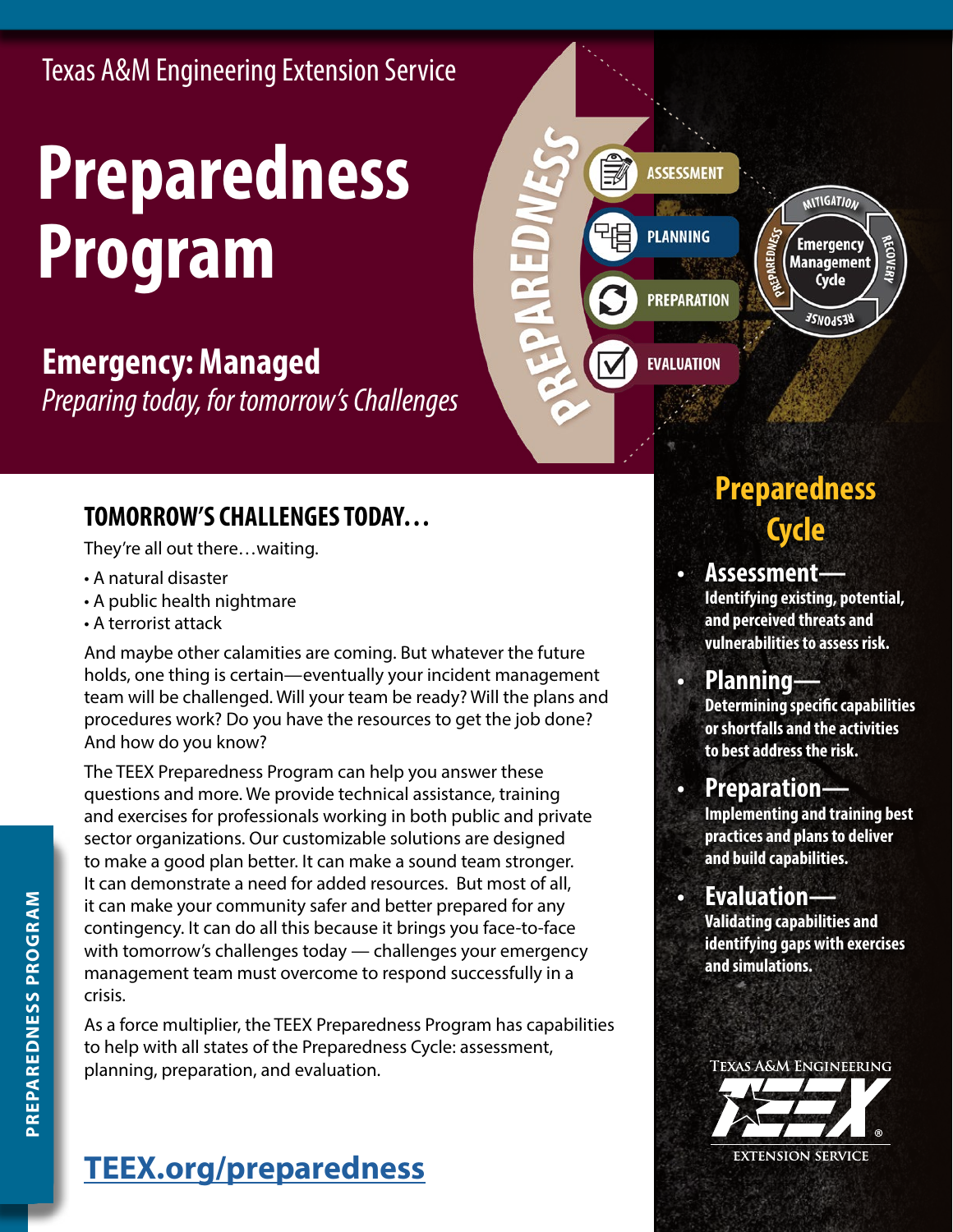Texas A&M Engineering Extension Service

# Preparedness Program

## Emergency: Managed

*Preparing today, for tomorrow's Challenges*

PREPAREDNESS

- ASSESSMENT
- PLANNING
- PREPARATION
- EVALUATION

Emergency Management Cycle: MITIGATION, RECOVERY, RESPONSE, PREPAREDNESS

### TOMORROW'S CHALLENGES TODAY…

They're all out there…waiting.

- A natural disaster
- A public health nightmare
- A terrorist attack

And maybe other calamities are coming. But whatever the future holds, one thing is certain—eventually your incident management team will be challenged. Will your team be ready? Will the plans and procedures work? Do you have the resources to get the job done? And how do you know?

The TEEX Preparedness Program can help you answer these questions and more. We provide technical assistance, training and exercises for professionals working in both public and private sector organizations. Our customizable solutions are designed to make a good plan better. It can make a sound team stronger. It can demonstrate a need for added resources. But most of all, it can make your community safer and better prepared for any contingency. It can do all this because it brings you face-to-face with tomorrow's challenges today — challenges your emergency management team must overcome to respond successfully in a crisis.

As a force multiplier, the TEEX Preparedness Program has capabilities to help with all states of the Preparedness Cycle: assessment, planning, preparation, and evaluation.

**TEEX.org/preparedness**

## Preparedness Cycle

- **Assessment—** Identifying existing, potential, and perceived threats and vulnerabilities to assess risk.
- **Planning—** Determining specific capabilities or shortfalls and the activities to best address the risk.
- **Preparation—** Implementing and training best practices and plans to deliver and build capabilities.
- **Evaluation—** Validating capabilities and identifying gaps with exercises and simulations.

Texas A&M Engineering TEEX Extension Service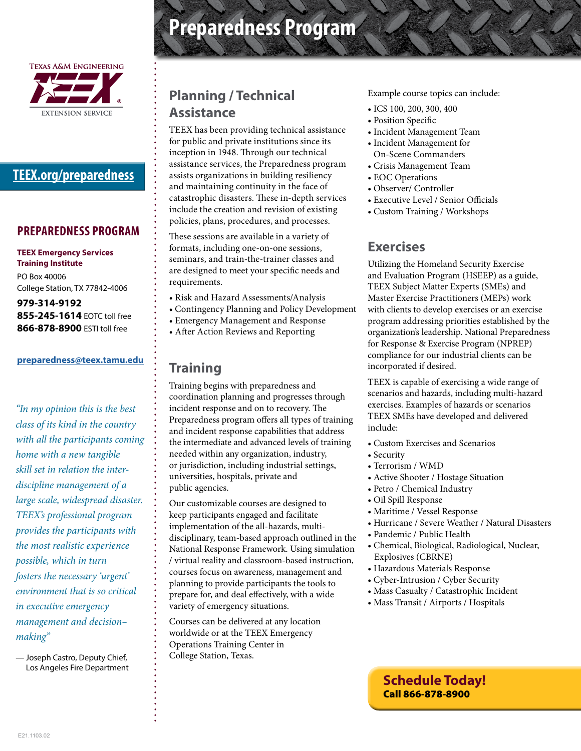# Preparedness Program

Texas A&M Engineering
TEEX
Extension Service

[TEEX.org/preparedness](TEEX.org/preparedness)

## PREPAREDNESS PROGRAM

**TEEX Emergency Services Training Institute**
PO Box 40006
College Station, TX 77842-4006

**979-314-9192**
**855-245-1614** EOTC toll free
**866-878-8900** ESTI toll free

**preparedness@teex.tamu.edu**

*"In my opinion this is the best class of its kind in the country with all the participants coming home with a new tangible skill set in relation the inter-discipline management of a large scale, widespread disaster. TEEX's professional program provides the participants with the most realistic experience possible, which in turn fosters the necessary 'urgent' environment that is so critical in executive emergency management and decision–making"*

— Joseph Castro, Deputy Chief, Los Angeles Fire Department

## Planning / Technical Assistance

TEEX has been providing technical assistance for public and private institutions since its inception in 1948. Through our technical assistance services, the Preparedness program assists organizations in building resiliency and maintaining continuity in the face of catastrophic disasters. These in-depth services include the creation and revision of existing policies, plans, procedures, and processes.

These sessions are available in a variety of formats, including one-on-one sessions, seminars, and train-the-trainer classes and are designed to meet your specific needs and requirements.

- Risk and Hazard Assessments/Analysis
- Contingency Planning and Policy Development
- Emergency Management and Response
- After Action Reviews and Reporting

## Training

Training begins with preparedness and coordination planning and progresses through incident response and on to recovery. The Preparedness program offers all types of training and incident response capabilities that address the intermediate and advanced levels of training needed within any organization, industry, or jurisdiction, including industrial settings, universities, hospitals, private and public agencies.

Our customizable courses are designed to keep participants engaged and facilitate implementation of the all-hazards, multi-disciplinary, team-based approach outlined in the National Response Framework. Using simulation / virtual reality and classroom-based instruction, courses focus on awareness, management and planning to provide participants the tools to prepare for, and deal effectively, with a wide variety of emergency situations.

Courses can be delivered at any location worldwide or at the TEEX Emergency Operations Training Center in College Station, Texas.

Example course topics can include:

- ICS 100, 200, 300, 400
- Position Specific
- Incident Management Team
- Incident Management for On-Scene Commanders
- Crisis Management Team
- EOC Operations
- Observer/ Controller
- Executive Level / Senior Officials
- Custom Training / Workshops

## Exercises

Utilizing the Homeland Security Exercise and Evaluation Program (HSEEP) as a guide, TEEX Subject Matter Experts (SMEs) and Master Exercise Practitioners (MEPs) work with clients to develop exercises or an exercise program addressing priorities established by the organization's leadership. National Preparedness for Response & Exercise Program (NPREP) compliance for our industrial clients can be incorporated if desired.

TEEX is capable of exercising a wide range of scenarios and hazards, including multi-hazard exercises. Examples of hazards or scenarios TEEX SMEs have developed and delivered include:

- Custom Exercises and Scenarios
- Security
- Terrorism / WMD
- Active Shooter / Hostage Situation
- Petro / Chemical Industry
- Oil Spill Response
- Maritime / Vessel Response
- Hurricane / Severe Weather / Natural Disasters
- Pandemic / Public Health
- Chemical, Biological, Radiological, Nuclear, Explosives (CBRNE)
- Hazardous Materials Response
- Cyber-Intrusion / Cyber Security
- Mass Casualty / Catastrophic Incident
- Mass Transit / Airports / Hospitals

**Schedule Today!**
**Call 866-878-8900**

E21.1103.02